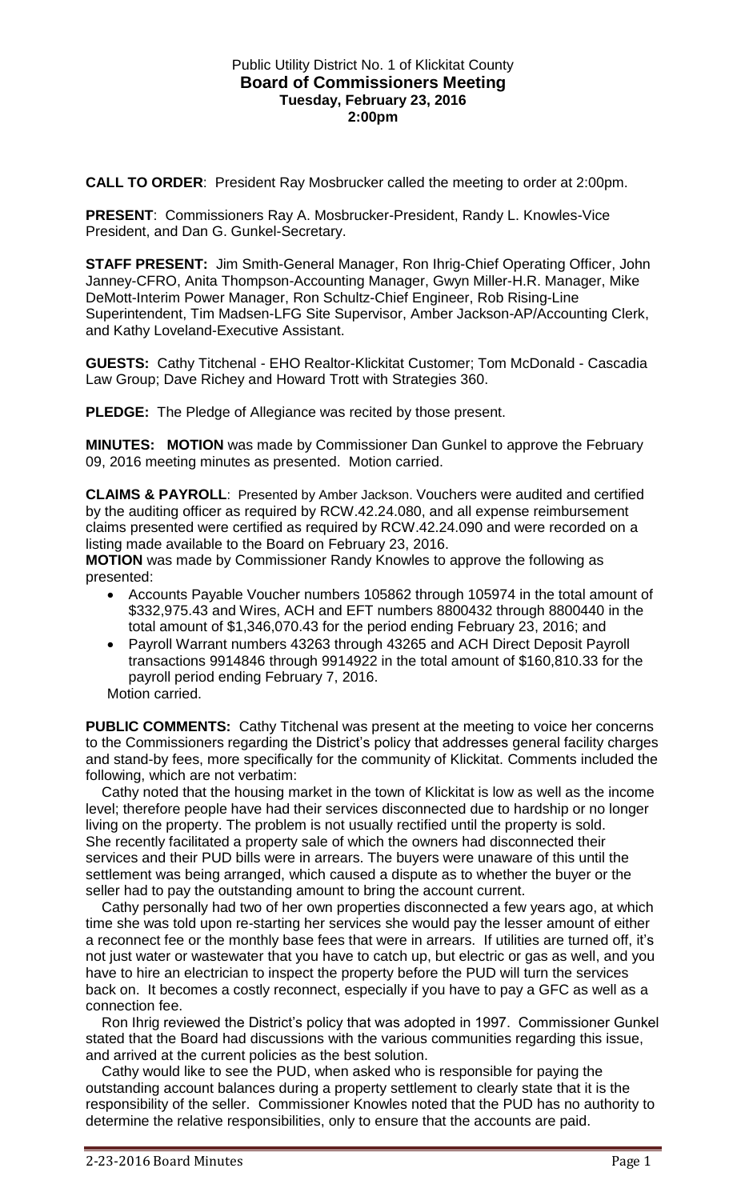Public Utility District No. 1 of Klickitat County

# Board of Commissioners Meeting

**Tuesday, February 23, 2016**

**2:00pm**

**CALL TO ORDER**: President Ray Mosbrucker called the meeting to order at 2:00pm.

**PRESENT**: Commissioners Ray A. Mosbrucker-President, Randy L. Knowles-Vice President, and Dan G. Gunkel-Secretary.

**STAFF PRESENT:** Jim Smith-General Manager, Ron Ihrig-Chief Operating Officer, John Janney-CFRO, Anita Thompson-Accounting Manager, Gwyn Miller-H.R. Manager, Mike DeMott-Interim Power Manager, Ron Schultz-Chief Engineer, Rob Rising-Line Superintendent, Tim Madsen-LFG Site Supervisor, Amber Jackson-AP/Accounting Clerk, and Kathy Loveland-Executive Assistant.

**GUESTS:** Cathy Titchenal - EHO Realtor-Klickitat Customer; Tom McDonald - Cascadia Law Group; Dave Richey and Howard Trott with Strategies 360.

**PLEDGE:** The Pledge of Allegiance was recited by those present.

**MINUTES: MOTION** was made by Commissioner Dan Gunkel to approve the February 09, 2016 meeting minutes as presented. Motion carried.

**CLAIMS & PAYROLL**: Presented by Amber Jackson. Vouchers were audited and certified by the auditing officer as required by RCW.42.24.080, and all expense reimbursement claims presented were certified as required by RCW.42.24.090 and were recorded on a listing made available to the Board on February 23, 2016.

**MOTION** was made by Commissioner Randy Knowles to approve the following as presented:

- Accounts Payable Voucher numbers 105862 through 105974 in the total amount of $332,975.43 and Wires, ACH and EFT numbers 8800432 through 8800440 in the total amount of $1,346,070.43 for the period ending February 23, 2016; and
- Payroll Warrant numbers 43263 through 43265 and ACH Direct Deposit Payroll transactions 9914846 through 9914922 in the total amount of $160,810.33 for the payroll period ending February 7, 2016.

Motion carried.

**PUBLIC COMMENTS:** Cathy Titchenal was present at the meeting to voice her concerns to the Commissioners regarding the District's policy that addresses general facility charges and stand-by fees, more specifically for the community of Klickitat. Comments included the following, which are not verbatim:

Cathy noted that the housing market in the town of Klickitat is low as well as the income level; therefore people have had their services disconnected due to hardship or no longer living on the property. The problem is not usually rectified until the property is sold. She recently facilitated a property sale of which the owners had disconnected their services and their PUD bills were in arrears. The buyers were unaware of this until the settlement was being arranged, which caused a dispute as to whether the buyer or the seller had to pay the outstanding amount to bring the account current.

Cathy personally had two of her own properties disconnected a few years ago, at which time she was told upon re-starting her services she would pay the lesser amount of either a reconnect fee or the monthly base fees that were in arrears. If utilities are turned off, it's not just water or wastewater that you have to catch up, but electric or gas as well, and you have to hire an electrician to inspect the property before the PUD will turn the services back on. It becomes a costly reconnect, especially if you have to pay a GFC as well as a connection fee.

Ron Ihrig reviewed the District's policy that was adopted in 1997. Commissioner Gunkel stated that the Board had discussions with the various communities regarding this issue, and arrived at the current policies as the best solution.

Cathy would like to see the PUD, when asked who is responsible for paying the outstanding account balances during a property settlement to clearly state that it is the responsibility of the seller. Commissioner Knowles noted that the PUD has no authority to determine the relative responsibilities, only to ensure that the accounts are paid.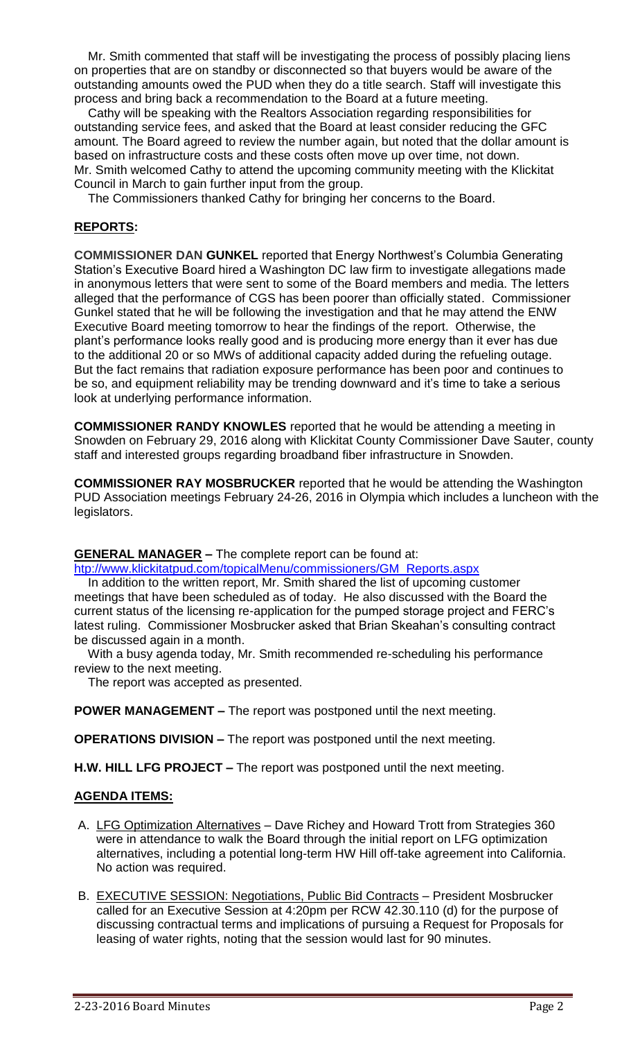Mr. Smith commented that staff will be investigating the process of possibly placing liens on properties that are on standby or disconnected so that buyers would be aware of the outstanding amounts owed the PUD when they do a title search. Staff will investigate this process and bring back a recommendation to the Board at a future meeting.

Cathy will be speaking with the Realtors Association regarding responsibilities for outstanding service fees, and asked that the Board at least consider reducing the GFC amount. The Board agreed to review the number again, but noted that the dollar amount is based on infrastructure costs and these costs often move up over time, not down. Mr. Smith welcomed Cathy to attend the upcoming community meeting with the Klickitat Council in March to gain further input from the group.

The Commissioners thanked Cathy for bringing her concerns to the Board.

## REPORTS:

**COMMISSIONER DAN GUNKEL** reported that Energy Northwest's Columbia Generating Station's Executive Board hired a Washington DC law firm to investigate allegations made in anonymous letters that were sent to some of the Board members and media. The letters alleged that the performance of CGS has been poorer than officially stated. Commissioner Gunkel stated that he will be following the investigation and that he may attend the ENW Executive Board meeting tomorrow to hear the findings of the report. Otherwise, the plant's performance looks really good and is producing more energy than it ever has due to the additional 20 or so MWs of additional capacity added during the refueling outage. But the fact remains that radiation exposure performance has been poor and continues to be so, and equipment reliability may be trending downward and it's time to take a serious look at underlying performance information.

**COMMISSIONER RANDY KNOWLES** reported that he would be attending a meeting in Snowden on February 29, 2016 along with Klickitat County Commissioner Dave Sauter, county staff and interested groups regarding broadband fiber infrastructure in Snowden.

**COMMISSIONER RAY MOSBRUCKER** reported that he would be attending the Washington PUD Association meetings February 24-26, 2016 in Olympia which includes a luncheon with the legislators.

**GENERAL MANAGER –** The complete report can be found at: htp://www.klickitatpud.com/topicalMenu/commissioners/GM_Reports.aspx

In addition to the written report, Mr. Smith shared the list of upcoming customer meetings that have been scheduled as of today. He also discussed with the Board the current status of the licensing re-application for the pumped storage project and FERC's latest ruling. Commissioner Mosbrucker asked that Brian Skeahan's consulting contract be discussed again in a month.

With a busy agenda today, Mr. Smith recommended re-scheduling his performance review to the next meeting.

The report was accepted as presented.

**POWER MANAGEMENT –** The report was postponed until the next meeting.

**OPERATIONS DIVISION –** The report was postponed until the next meeting.

**H.W. HILL LFG PROJECT –** The report was postponed until the next meeting.

## AGENDA ITEMS:

A. LFG Optimization Alternatives – Dave Richey and Howard Trott from Strategies 360 were in attendance to walk the Board through the initial report on LFG optimization alternatives, including a potential long-term HW Hill off-take agreement into California. No action was required.

B. EXECUTIVE SESSION: Negotiations, Public Bid Contracts – President Mosbrucker called for an Executive Session at 4:20pm per RCW 42.30.110 (d) for the purpose of discussing contractual terms and implications of pursuing a Request for Proposals for leasing of water rights, noting that the session would last for 90 minutes.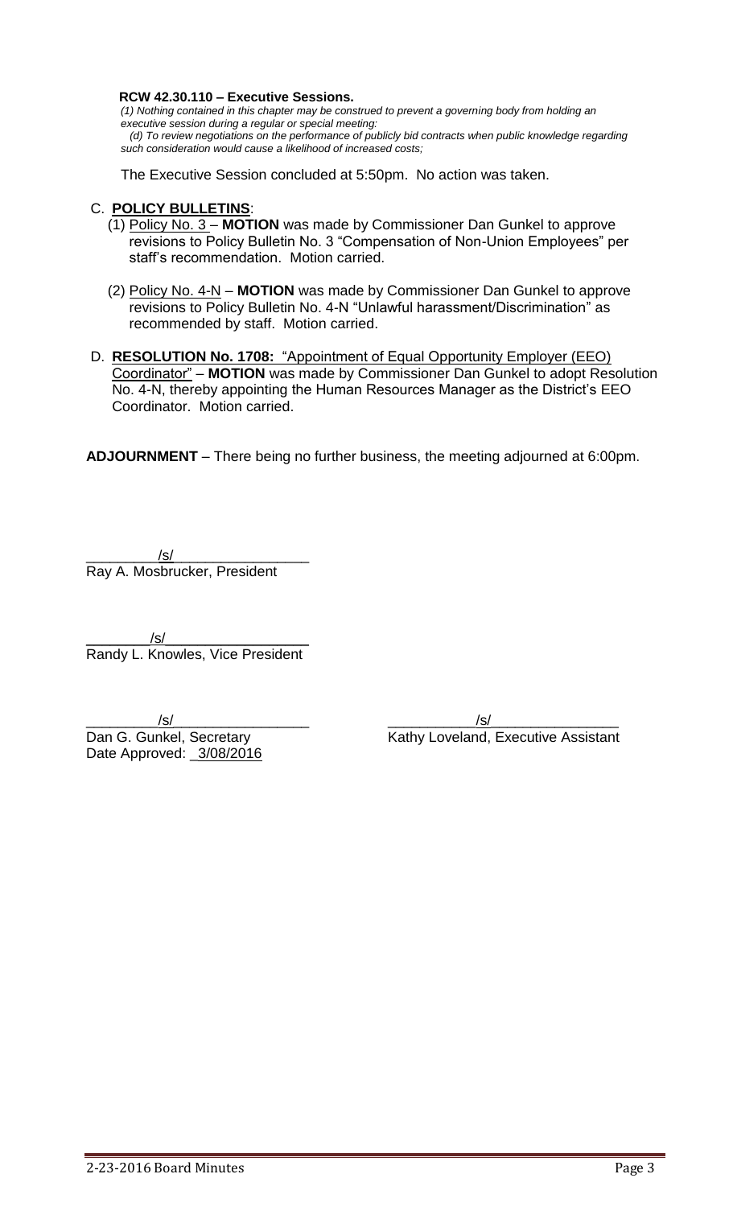**RCW 42.30.110 – Executive Sessions.**

*(1) Nothing contained in this chapter may be construed to prevent a governing body from holding an executive session during a regular or special meeting:*

*(d) To review negotiations on the performance of publicly bid contracts when public knowledge regarding such consideration would cause a likelihood of increased costs;*

The Executive Session concluded at 5:50pm. No action was taken.

C. **POLICY BULLETINS**:

(1) Policy No. 3 – **MOTION** was made by Commissioner Dan Gunkel to approve revisions to Policy Bulletin No. 3 "Compensation of Non-Union Employees" per staff's recommendation. Motion carried.

(2) Policy No. 4-N – **MOTION** was made by Commissioner Dan Gunkel to approve revisions to Policy Bulletin No. 4-N "Unlawful harassment/Discrimination" as recommended by staff. Motion carried.

D. **RESOLUTION No. 1708:** "Appointment of Equal Opportunity Employer (EEO) Coordinator" – **MOTION** was made by Commissioner Dan Gunkel to adopt Resolution No. 4-N, thereby appointing the Human Resources Manager as the District's EEO Coordinator. Motion carried.

**ADJOURNMENT** – There being no further business, the meeting adjourned at 6:00pm.

/s/
Ray A. Mosbrucker, President

/s/
Randy L. Knowles, Vice President

/s/
Dan G. Gunkel, Secretary
Date Approved: 3/08/2016

/s/
Kathy Loveland, Executive Assistant